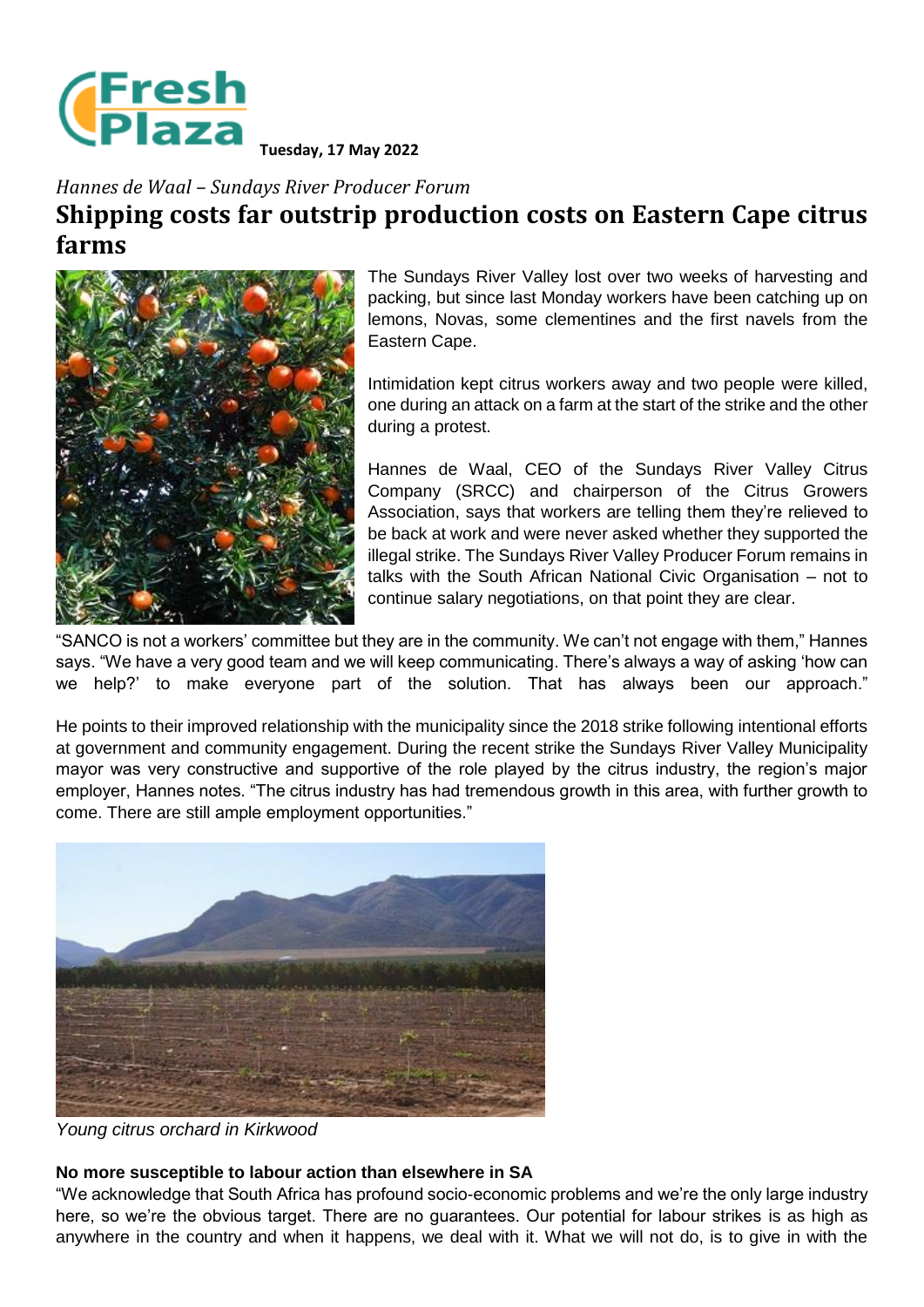Tuesday, 17 May 2022

*Hannes de Waal – Sundays River Producer Forum*

# Shipping costs far outstrip production costs on Eastern Cape citrus farms

The Sundays River Valley lost over two weeks of harvesting and packing, but since last Monday workers have been catching up on lemons, Novas, some clementines and the first navels from the Eastern Cape.

Intimidation kept citrus workers away and two people were killed, one during an attack on a farm at the start of the strike and the other during a protest.

Hannes de Waal, CEO of the Sundays River Valley Citrus Company (SRCC) and chairperson of the Citrus Growers Association, says that workers are telling them they're relieved to be back at work and were never asked whether they supported the illegal strike. The Sundays River Valley Producer Forum remains in talks with the South African National Civic Organisation – not to continue salary negotiations, on that point they are clear.

"SANCO is not a workers' committee but they are in the community. We can't not engage with them," Hannes says. "We have a very good team and we will keep communicating. There's always a way of asking 'how can we help?' to make everyone part of the solution. That has always been our approach."

He points to their improved relationship with the municipality since the 2018 strike following intentional efforts at government and community engagement. During the recent strike the Sundays River Valley Municipality mayor was very constructive and supportive of the role played by the citrus industry, the region's major employer, Hannes notes. "The citrus industry has had tremendous growth in this area, with further growth to come. There are still ample employment opportunities."

*Young citrus orchard in Kirkwood*

**No more susceptible to labour action than elsewhere in SA**

"We acknowledge that South Africa has profound socio-economic problems and we're the only large industry here, so we're the obvious target. There are no guarantees. Our potential for labour strikes is as high as anywhere in the country and when it happens, we deal with it. What we will not do, is to give in with the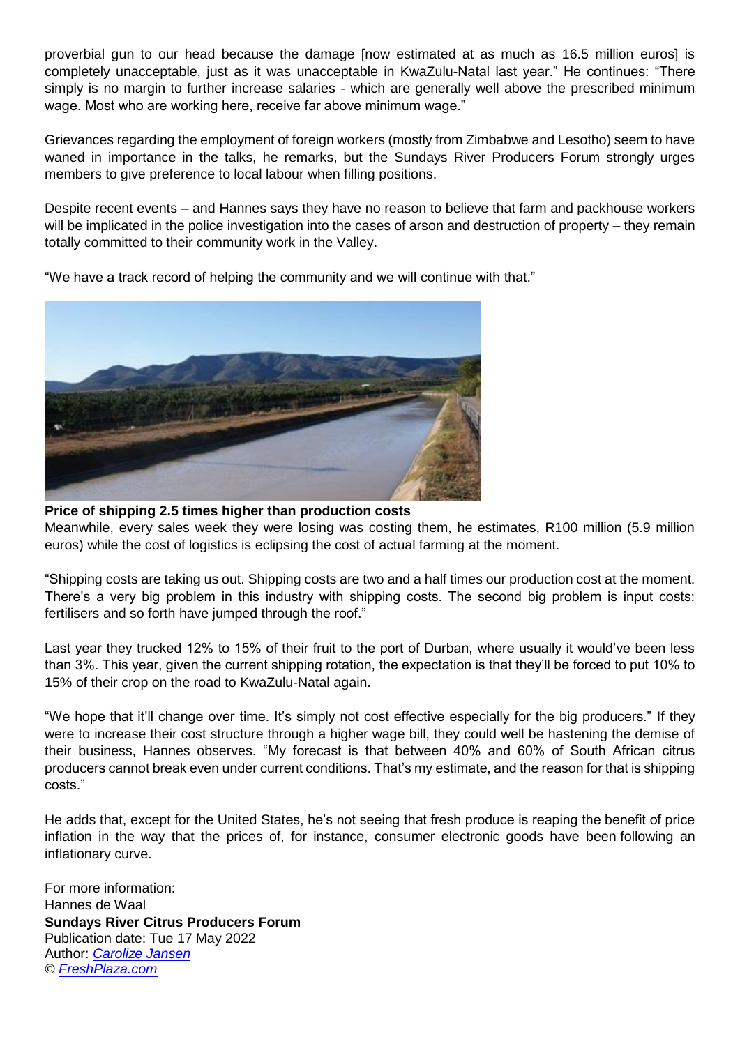proverbial gun to our head because the damage [now estimated at as much as 16.5 million euros] is completely unacceptable, just as it was unacceptable in KwaZulu-Natal last year." He continues: "There simply is no margin to further increase salaries - which are generally well above the prescribed minimum wage. Most who are working here, receive far above minimum wage."

Grievances regarding the employment of foreign workers (mostly from Zimbabwe and Lesotho) seem to have waned in importance in the talks, he remarks, but the Sundays River Producers Forum strongly urges members to give preference to local labour when filling positions.

Despite recent events – and Hannes says they have no reason to believe that farm and packhouse workers will be implicated in the police investigation into the cases of arson and destruction of property – they remain totally committed to their community work in the Valley.

"We have a track record of helping the community and we will continue with that."

**Price of shipping 2.5 times higher than production costs**

Meanwhile, every sales week they were losing was costing them, he estimates, R100 million (5.9 million euros) while the cost of logistics is eclipsing the cost of actual farming at the moment.

"Shipping costs are taking us out. Shipping costs are two and a half times our production cost at the moment. There's a very big problem in this industry with shipping costs. The second big problem is input costs: fertilisers and so forth have jumped through the roof."

Last year they trucked 12% to 15% of their fruit to the port of Durban, where usually it would've been less than 3%. This year, given the current shipping rotation, the expectation is that they'll be forced to put 10% to 15% of their crop on the road to KwaZulu-Natal again.

"We hope that it'll change over time. It's simply not cost effective especially for the big producers." If they were to increase their cost structure through a higher wage bill, they could well be hastening the demise of their business, Hannes observes. "My forecast is that between 40% and 60% of South African citrus producers cannot break even under current conditions. That's my estimate, and the reason for that is shipping costs."

He adds that, except for the United States, he's not seeing that fresh produce is reaping the benefit of price inflation in the way that the prices of, for instance, consumer electronic goods have been following an inflationary curve.

For more information:
Hannes de Waal
**Sundays River Citrus Producers Forum**
Publication date: Tue 17 May 2022
Author: *Carolize Jansen*
© *FreshPlaza.com*